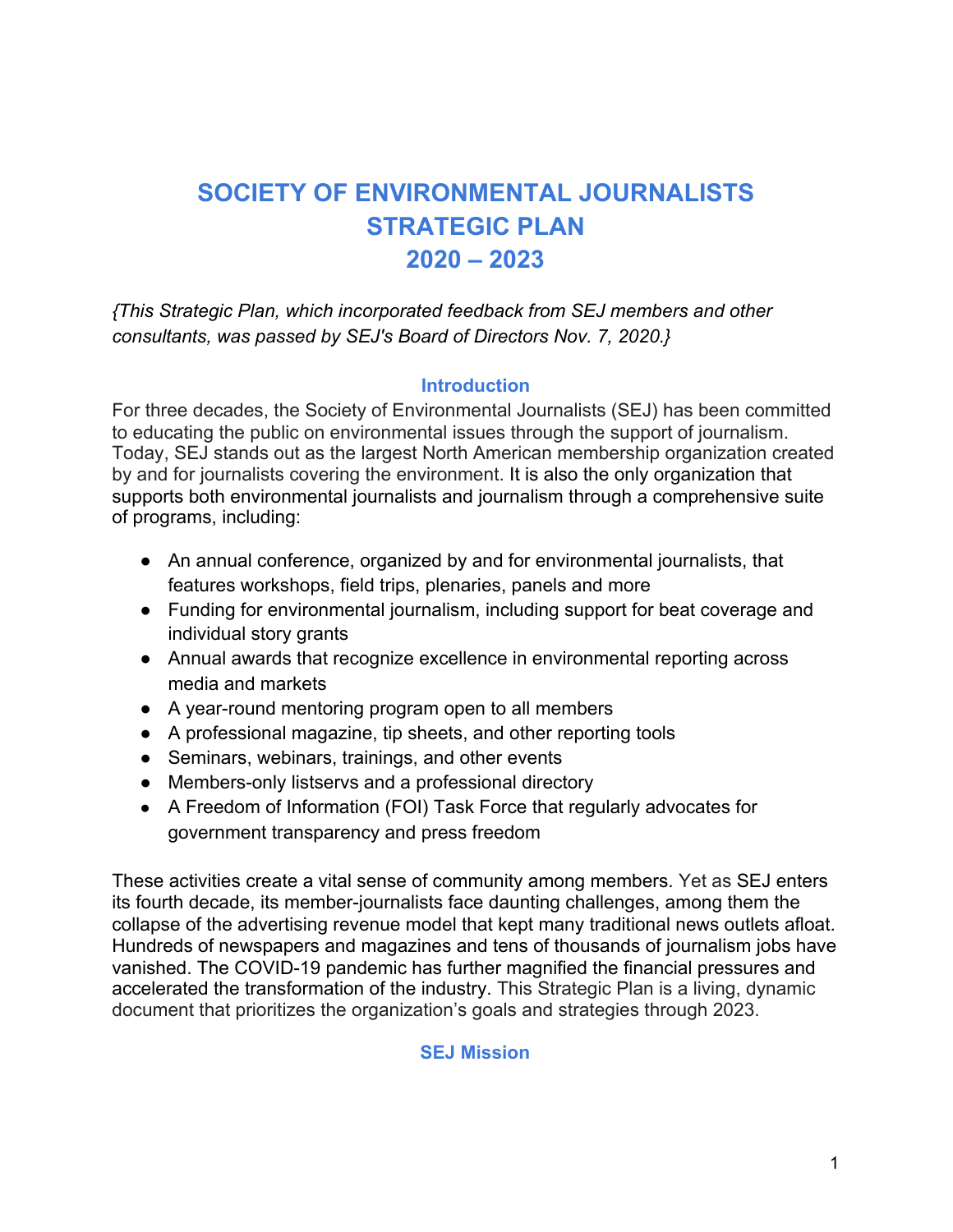# SOCIETY OF ENVIRONMENTAL JOURNALISTS
# STRATEGIC PLAN
# 2020 – 2023

*{This Strategic Plan, which incorporated feedback from SEJ members and other consultants, was passed by SEJ's Board of Directors Nov. 7, 2020.}*

## Introduction

For three decades, the Society of Environmental Journalists (SEJ) has been committed to educating the public on environmental issues through the support of journalism. Today, SEJ stands out as the largest North American membership organization created by and for journalists covering the environment. It is also the only organization that supports both environmental journalists and journalism through a comprehensive suite of programs, including:

- An annual conference, organized by and for environmental journalists, that features workshops, field trips, plenaries, panels and more
- Funding for environmental journalism, including support for beat coverage and individual story grants
- Annual awards that recognize excellence in environmental reporting across media and markets
- A year-round mentoring program open to all members
- A professional magazine, tip sheets, and other reporting tools
- Seminars, webinars, trainings, and other events
- Members-only listservs and a professional directory
- A Freedom of Information (FOI) Task Force that regularly advocates for government transparency and press freedom

These activities create a vital sense of community among members. Yet as SEJ enters its fourth decade, its member-journalists face daunting challenges, among them the collapse of the advertising revenue model that kept many traditional news outlets afloat. Hundreds of newspapers and magazines and tens of thousands of journalism jobs have vanished. The COVID-19 pandemic has further magnified the financial pressures and accelerated the transformation of the industry. This Strategic Plan is a living, dynamic document that prioritizes the organization's goals and strategies through 2023.

## SEJ Mission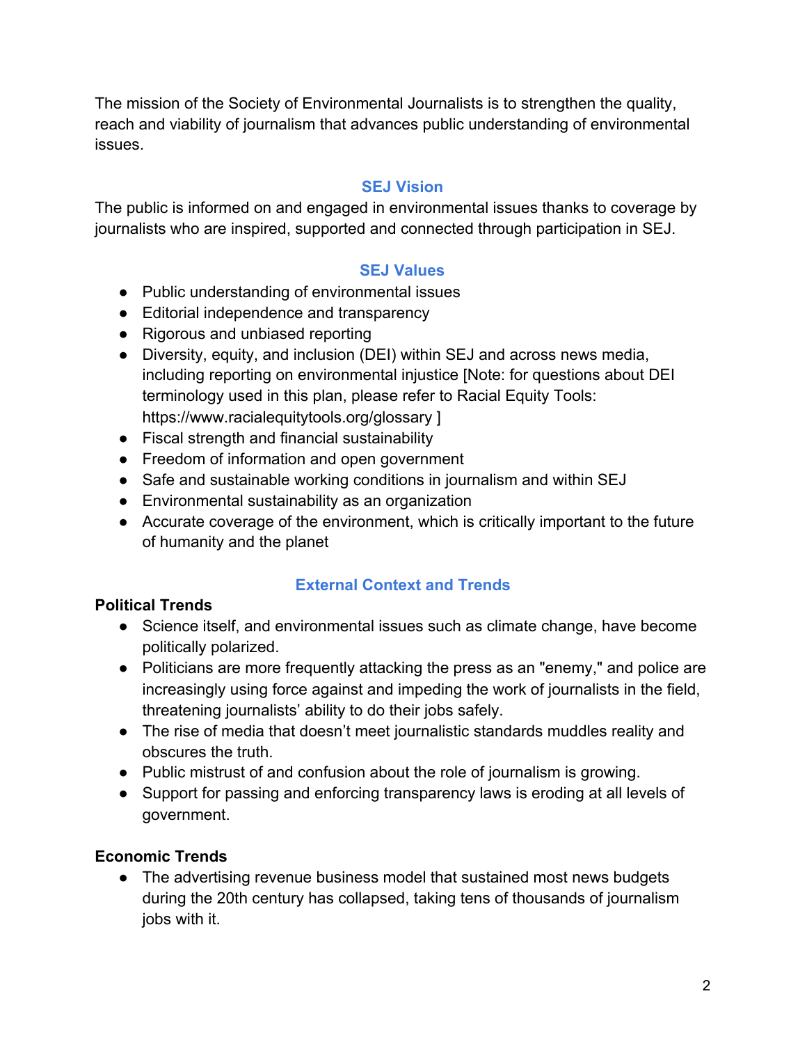The mission of the Society of Environmental Journalists is to strengthen the quality, reach and viability of journalism that advances public understanding of environmental issues.

## SEJ Vision

The public is informed on and engaged in environmental issues thanks to coverage by journalists who are inspired, supported and connected through participation in SEJ.

## SEJ Values

- Public understanding of environmental issues
- Editorial independence and transparency
- Rigorous and unbiased reporting
- Diversity, equity, and inclusion (DEI) within SEJ and across news media, including reporting on environmental injustice [Note: for questions about DEI terminology used in this plan, please refer to Racial Equity Tools: https://www.racialequitytools.org/glossary ]
- Fiscal strength and financial sustainability
- Freedom of information and open government
- Safe and sustainable working conditions in journalism and within SEJ
- Environmental sustainability as an organization
- Accurate coverage of the environment, which is critically important to the future of humanity and the planet

## External Context and Trends

### Political Trends

- Science itself, and environmental issues such as climate change, have become politically polarized.
- Politicians are more frequently attacking the press as an "enemy," and police are increasingly using force against and impeding the work of journalists in the field, threatening journalists' ability to do their jobs safely.
- The rise of media that doesn't meet journalistic standards muddles reality and obscures the truth.
- Public mistrust of and confusion about the role of journalism is growing.
- Support for passing and enforcing transparency laws is eroding at all levels of government.

### Economic Trends

- The advertising revenue business model that sustained most news budgets during the 20th century has collapsed, taking tens of thousands of journalism jobs with it.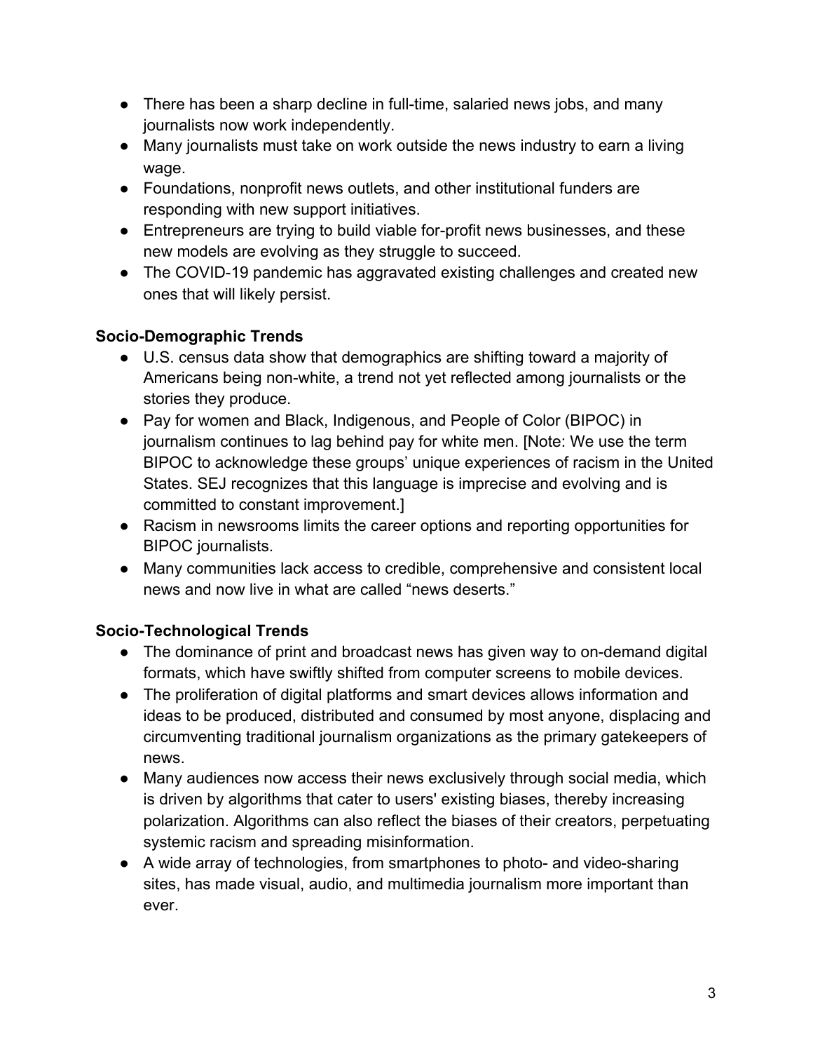- There has been a sharp decline in full-time, salaried news jobs, and many journalists now work independently.
- Many journalists must take on work outside the news industry to earn a living wage.
- Foundations, nonprofit news outlets, and other institutional funders are responding with new support initiatives.
- Entrepreneurs are trying to build viable for-profit news businesses, and these new models are evolving as they struggle to succeed.
- The COVID-19 pandemic has aggravated existing challenges and created new ones that will likely persist.

**Socio-Demographic Trends**

- U.S. census data show that demographics are shifting toward a majority of Americans being non-white, a trend not yet reflected among journalists or the stories they produce.
- Pay for women and Black, Indigenous, and People of Color (BIPOC) in journalism continues to lag behind pay for white men. [Note: We use the term BIPOC to acknowledge these groups' unique experiences of racism in the United States. SEJ recognizes that this language is imprecise and evolving and is committed to constant improvement.]
- Racism in newsrooms limits the career options and reporting opportunities for BIPOC journalists.
- Many communities lack access to credible, comprehensive and consistent local news and now live in what are called "news deserts."

**Socio-Technological Trends**

- The dominance of print and broadcast news has given way to on-demand digital formats, which have swiftly shifted from computer screens to mobile devices.
- The proliferation of digital platforms and smart devices allows information and ideas to be produced, distributed and consumed by most anyone, displacing and circumventing traditional journalism organizations as the primary gatekeepers of news.
- Many audiences now access their news exclusively through social media, which is driven by algorithms that cater to users' existing biases, thereby increasing polarization. Algorithms can also reflect the biases of their creators, perpetuating systemic racism and spreading misinformation.
- A wide array of technologies, from smartphones to photo- and video-sharing sites, has made visual, audio, and multimedia journalism more important than ever.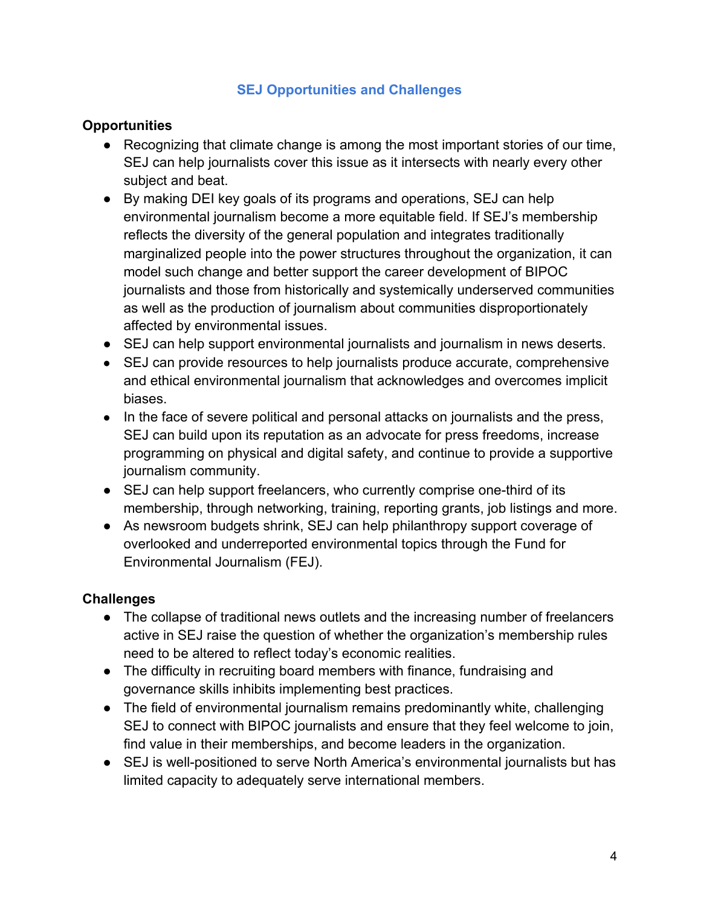## SEJ Opportunities and Challenges

**Opportunities**

- Recognizing that climate change is among the most important stories of our time, SEJ can help journalists cover this issue as it intersects with nearly every other subject and beat.
- By making DEI key goals of its programs and operations, SEJ can help environmental journalism become a more equitable field. If SEJ's membership reflects the diversity of the general population and integrates traditionally marginalized people into the power structures throughout the organization, it can model such change and better support the career development of BIPOC journalists and those from historically and systemically underserved communities as well as the production of journalism about communities disproportionately affected by environmental issues.
- SEJ can help support environmental journalists and journalism in news deserts.
- SEJ can provide resources to help journalists produce accurate, comprehensive and ethical environmental journalism that acknowledges and overcomes implicit biases.
- In the face of severe political and personal attacks on journalists and the press, SEJ can build upon its reputation as an advocate for press freedoms, increase programming on physical and digital safety, and continue to provide a supportive journalism community.
- SEJ can help support freelancers, who currently comprise one-third of its membership, through networking, training, reporting grants, job listings and more.
- As newsroom budgets shrink, SEJ can help philanthropy support coverage of overlooked and underreported environmental topics through the Fund for Environmental Journalism (FEJ).

**Challenges**

- The collapse of traditional news outlets and the increasing number of freelancers active in SEJ raise the question of whether the organization's membership rules need to be altered to reflect today's economic realities.
- The difficulty in recruiting board members with finance, fundraising and governance skills inhibits implementing best practices.
- The field of environmental journalism remains predominantly white, challenging SEJ to connect with BIPOC journalists and ensure that they feel welcome to join, find value in their memberships, and become leaders in the organization.
- SEJ is well-positioned to serve North America's environmental journalists but has limited capacity to adequately serve international members.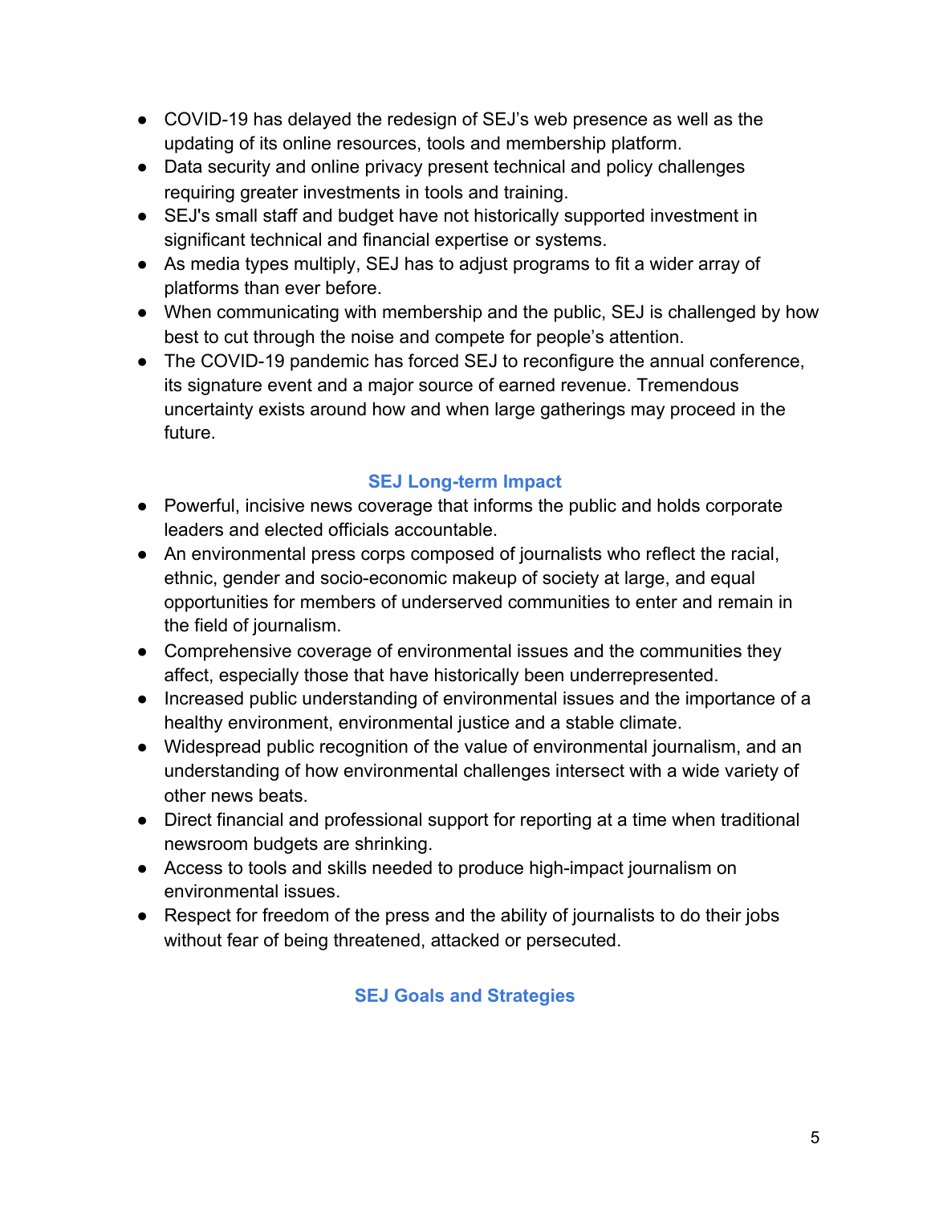- COVID-19 has delayed the redesign of SEJ's web presence as well as the updating of its online resources, tools and membership platform.
- Data security and online privacy present technical and policy challenges requiring greater investments in tools and training.
- SEJ's small staff and budget have not historically supported investment in significant technical and financial expertise or systems.
- As media types multiply, SEJ has to adjust programs to fit a wider array of platforms than ever before.
- When communicating with membership and the public, SEJ is challenged by how best to cut through the noise and compete for people's attention.
- The COVID-19 pandemic has forced SEJ to reconfigure the annual conference, its signature event and a major source of earned revenue. Tremendous uncertainty exists around how and when large gatherings may proceed in the future.

## SEJ Long-term Impact

- Powerful, incisive news coverage that informs the public and holds corporate leaders and elected officials accountable.
- An environmental press corps composed of journalists who reflect the racial, ethnic, gender and socio-economic makeup of society at large, and equal opportunities for members of underserved communities to enter and remain in the field of journalism.
- Comprehensive coverage of environmental issues and the communities they affect, especially those that have historically been underrepresented.
- Increased public understanding of environmental issues and the importance of a healthy environment, environmental justice and a stable climate.
- Widespread public recognition of the value of environmental journalism, and an understanding of how environmental challenges intersect with a wide variety of other news beats.
- Direct financial and professional support for reporting at a time when traditional newsroom budgets are shrinking.
- Access to tools and skills needed to produce high-impact journalism on environmental issues.
- Respect for freedom of the press and the ability of journalists to do their jobs without fear of being threatened, attacked or persecuted.

## SEJ Goals and Strategies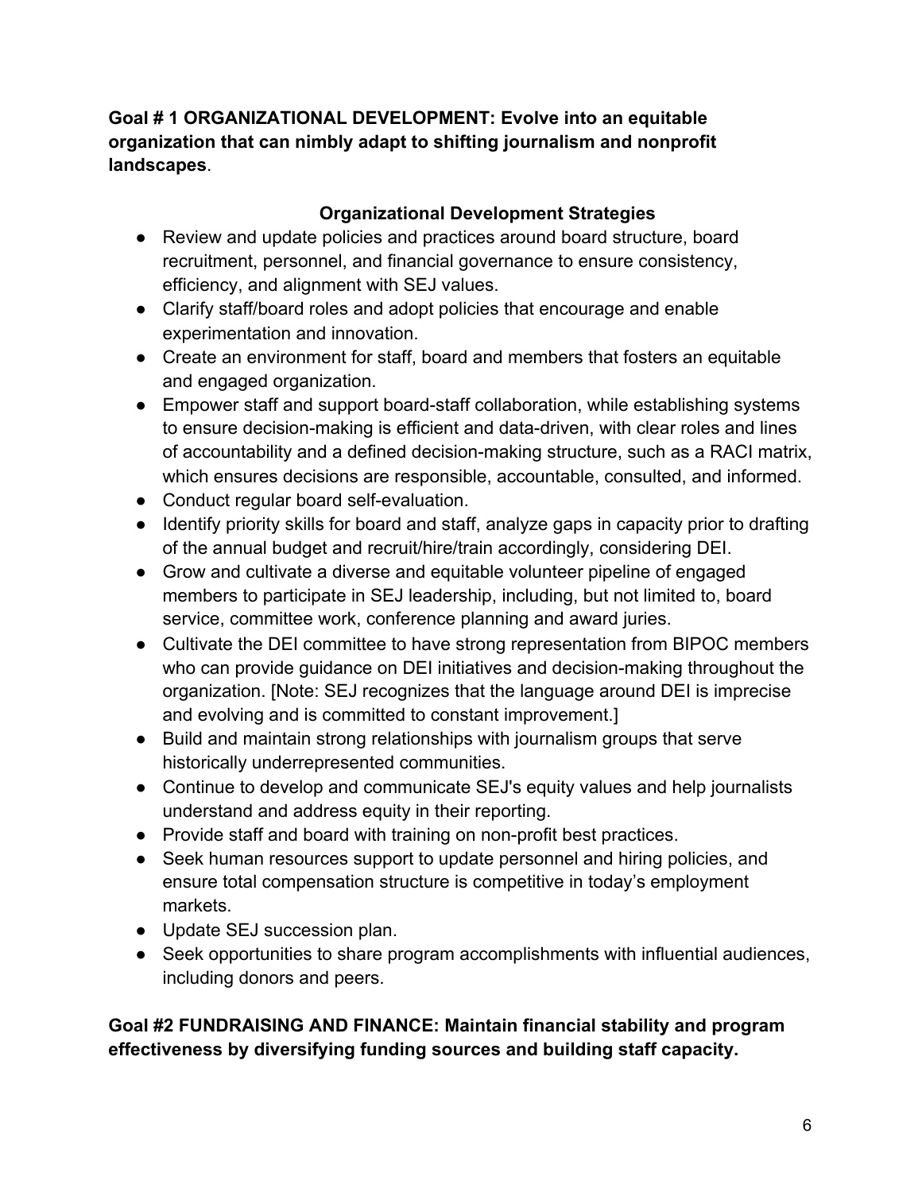**Goal # 1 ORGANIZATIONAL DEVELOPMENT: Evolve into an equitable organization that can nimbly adapt to shifting journalism and nonprofit landscapes**.

**Organizational Development Strategies**

- Review and update policies and practices around board structure, board recruitment, personnel, and financial governance to ensure consistency, efficiency, and alignment with SEJ values.
- Clarify staff/board roles and adopt policies that encourage and enable experimentation and innovation.
- Create an environment for staff, board and members that fosters an equitable and engaged organization.
- Empower staff and support board-staff collaboration, while establishing systems to ensure decision-making is efficient and data-driven, with clear roles and lines of accountability and a defined decision-making structure, such as a RACI matrix, which ensures decisions are responsible, accountable, consulted, and informed.
- Conduct regular board self-evaluation.
- Identify priority skills for board and staff, analyze gaps in capacity prior to drafting of the annual budget and recruit/hire/train accordingly, considering DEI.
- Grow and cultivate a diverse and equitable volunteer pipeline of engaged members to participate in SEJ leadership, including, but not limited to, board service, committee work, conference planning and award juries.
- Cultivate the DEI committee to have strong representation from BIPOC members who can provide guidance on DEI initiatives and decision-making throughout the organization. [Note: SEJ recognizes that the language around DEI is imprecise and evolving and is committed to constant improvement.]
- Build and maintain strong relationships with journalism groups that serve historically underrepresented communities.
- Continue to develop and communicate SEJ's equity values and help journalists understand and address equity in their reporting.
- Provide staff and board with training on non-profit best practices.
- Seek human resources support to update personnel and hiring policies, and ensure total compensation structure is competitive in today's employment markets.
- Update SEJ succession plan.
- Seek opportunities to share program accomplishments with influential audiences, including donors and peers.

**Goal #2 FUNDRAISING AND FINANCE: Maintain financial stability and program effectiveness by diversifying funding sources and building staff capacity.**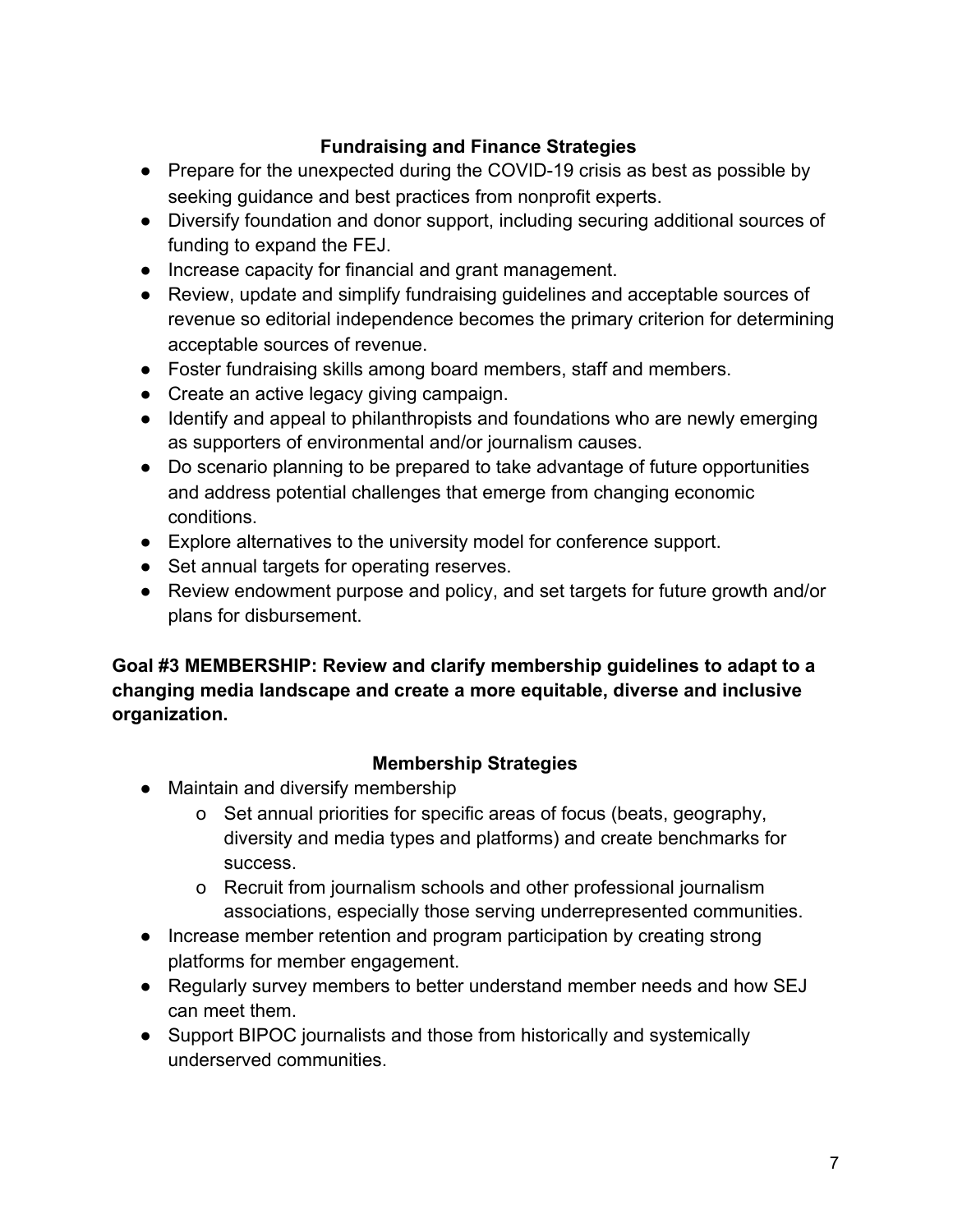### Fundraising and Finance Strategies

- Prepare for the unexpected during the COVID-19 crisis as best as possible by seeking guidance and best practices from nonprofit experts.
- Diversify foundation and donor support, including securing additional sources of funding to expand the FEJ.
- Increase capacity for financial and grant management.
- Review, update and simplify fundraising guidelines and acceptable sources of revenue so editorial independence becomes the primary criterion for determining acceptable sources of revenue.
- Foster fundraising skills among board members, staff and members.
- Create an active legacy giving campaign.
- Identify and appeal to philanthropists and foundations who are newly emerging as supporters of environmental and/or journalism causes.
- Do scenario planning to be prepared to take advantage of future opportunities and address potential challenges that emerge from changing economic conditions.
- Explore alternatives to the university model for conference support.
- Set annual targets for operating reserves.
- Review endowment purpose and policy, and set targets for future growth and/or plans for disbursement.

**Goal #3 MEMBERSHIP: Review and clarify membership guidelines to adapt to a changing media landscape and create a more equitable, diverse and inclusive organization.**

### Membership Strategies

- Maintain and diversify membership
  - Set annual priorities for specific areas of focus (beats, geography, diversity and media types and platforms) and create benchmarks for success.
  - Recruit from journalism schools and other professional journalism associations, especially those serving underrepresented communities.
- Increase member retention and program participation by creating strong platforms for member engagement.
- Regularly survey members to better understand member needs and how SEJ can meet them.
- Support BIPOC journalists and those from historically and systemically underserved communities.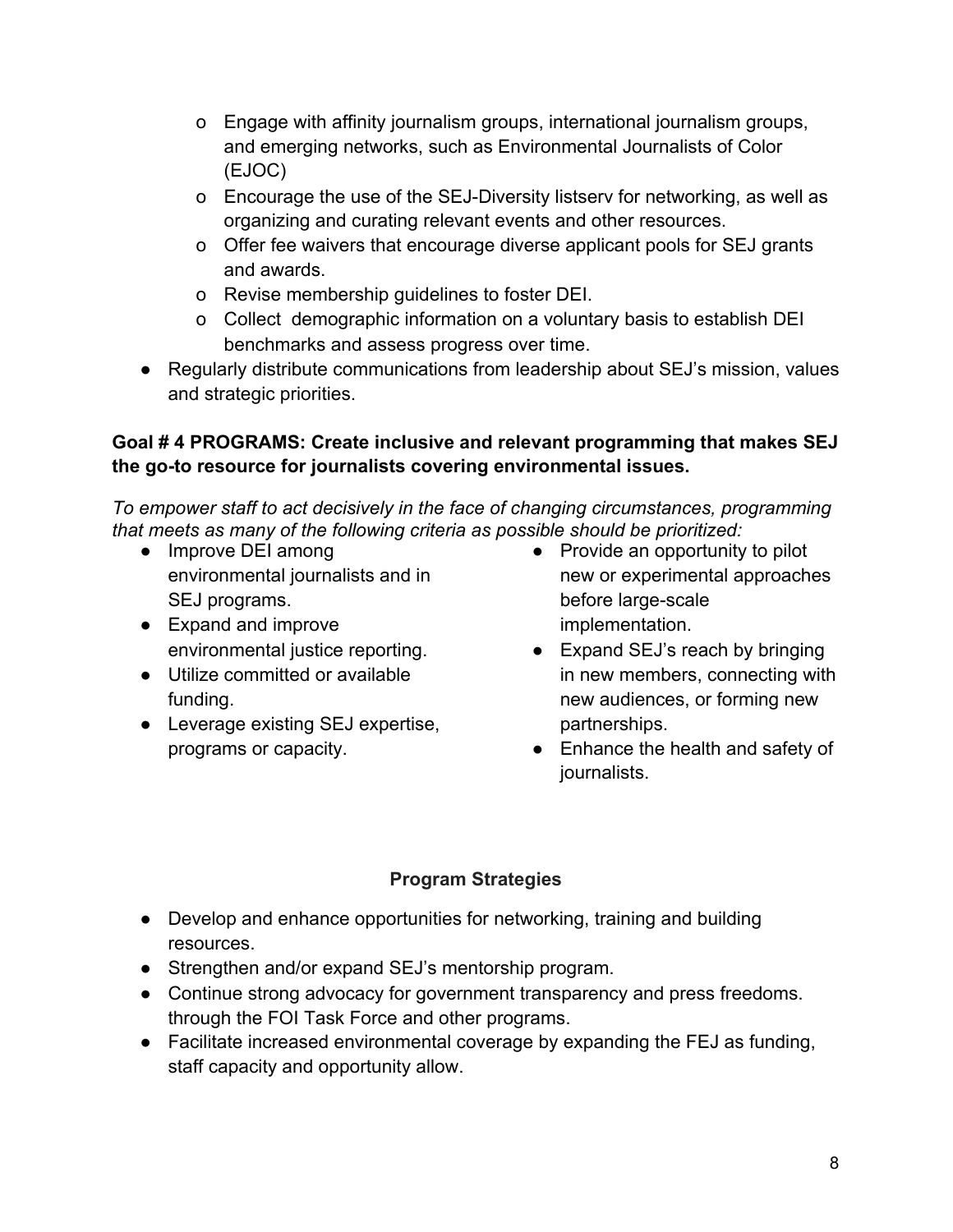- Engage with affinity journalism groups, international journalism groups, and emerging networks, such as Environmental Journalists of Color (EJOC)
    - Encourage the use of the SEJ-Diversity listserv for networking, as well as organizing and curating relevant events and other resources.
    - Offer fee waivers that encourage diverse applicant pools for SEJ grants and awards.
    - Revise membership guidelines to foster DEI.
    - Collect demographic information on a voluntary basis to establish DEI benchmarks and assess progress over time.
- Regularly distribute communications from leadership about SEJ's mission, values and strategic priorities.

**Goal # 4 PROGRAMS: Create inclusive and relevant programming that makes SEJ the go-to resource for journalists covering environmental issues.**

*To empower staff to act decisively in the face of changing circumstances, programming that meets as many of the following criteria as possible should be prioritized:*

- Improve DEI among environmental journalists and in SEJ programs.
- Expand and improve environmental justice reporting.
- Utilize committed or available funding.
- Leverage existing SEJ expertise, programs or capacity.
- Provide an opportunity to pilot new or experimental approaches before large-scale implementation.
- Expand SEJ's reach by bringing in new members, connecting with new audiences, or forming new partnerships.
- Enhance the health and safety of journalists.

### Program Strategies

- Develop and enhance opportunities for networking, training and building resources.
- Strengthen and/or expand SEJ's mentorship program.
- Continue strong advocacy for government transparency and press freedoms. through the FOI Task Force and other programs.
- Facilitate increased environmental coverage by expanding the FEJ as funding, staff capacity and opportunity allow.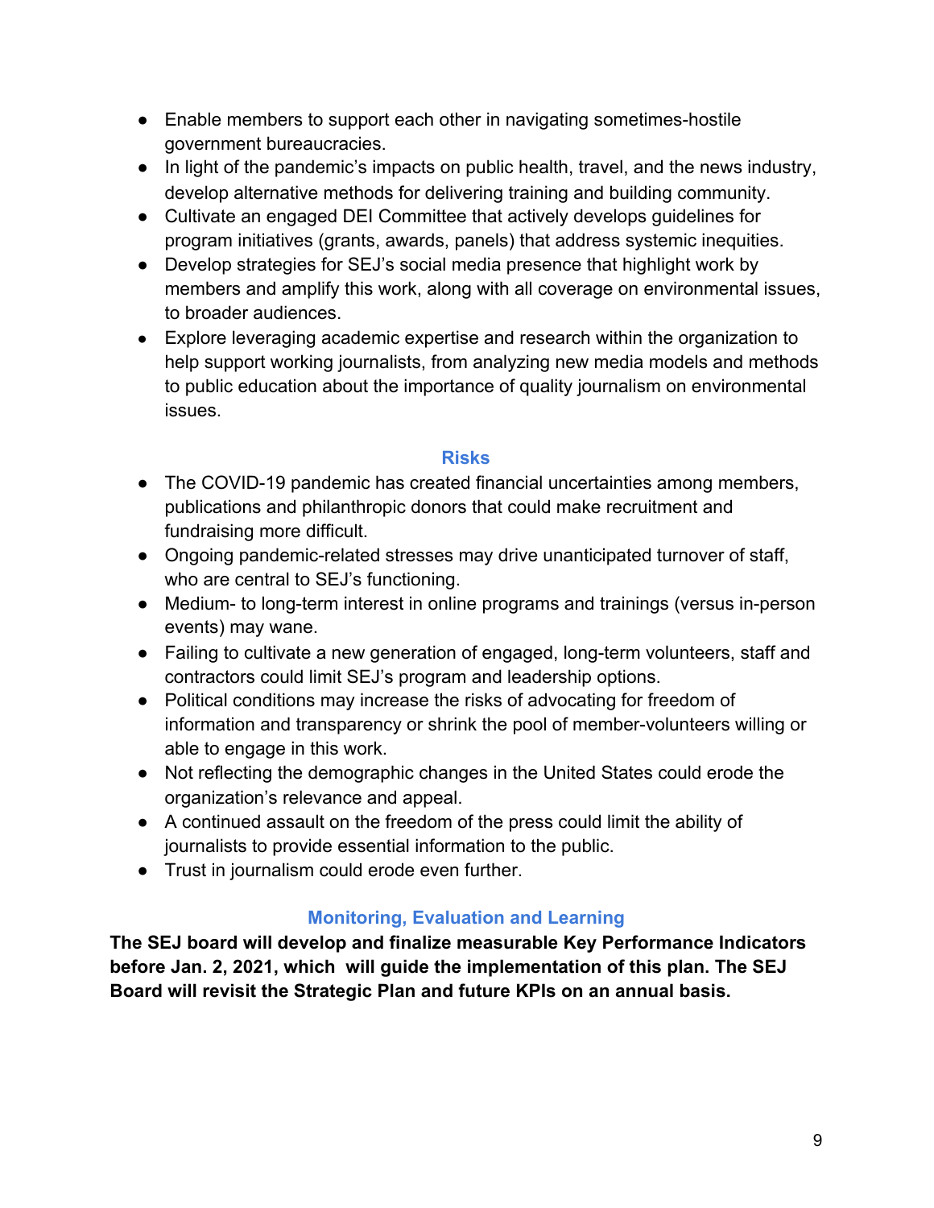- Enable members to support each other in navigating sometimes-hostile government bureaucracies.
- In light of the pandemic's impacts on public health, travel, and the news industry, develop alternative methods for delivering training and building community.
- Cultivate an engaged DEI Committee that actively develops guidelines for program initiatives (grants, awards, panels) that address systemic inequities.
- Develop strategies for SEJ's social media presence that highlight work by members and amplify this work, along with all coverage on environmental issues, to broader audiences.
- Explore leveraging academic expertise and research within the organization to help support working journalists, from analyzing new media models and methods to public education about the importance of quality journalism on environmental issues.

## Risks

- The COVID-19 pandemic has created financial uncertainties among members, publications and philanthropic donors that could make recruitment and fundraising more difficult.
- Ongoing pandemic-related stresses may drive unanticipated turnover of staff, who are central to SEJ's functioning.
- Medium- to long-term interest in online programs and trainings (versus in-person events) may wane.
- Failing to cultivate a new generation of engaged, long-term volunteers, staff and contractors could limit SEJ's program and leadership options.
- Political conditions may increase the risks of advocating for freedom of information and transparency or shrink the pool of member-volunteers willing or able to engage in this work.
- Not reflecting the demographic changes in the United States could erode the organization's relevance and appeal.
- A continued assault on the freedom of the press could limit the ability of journalists to provide essential information to the public.
- Trust in journalism could erode even further.

## Monitoring, Evaluation and Learning

**The SEJ board will develop and finalize measurable Key Performance Indicators before Jan. 2, 2021, which will guide the implementation of this plan. The SEJ Board will revisit the Strategic Plan and future KPIs on an annual basis.**